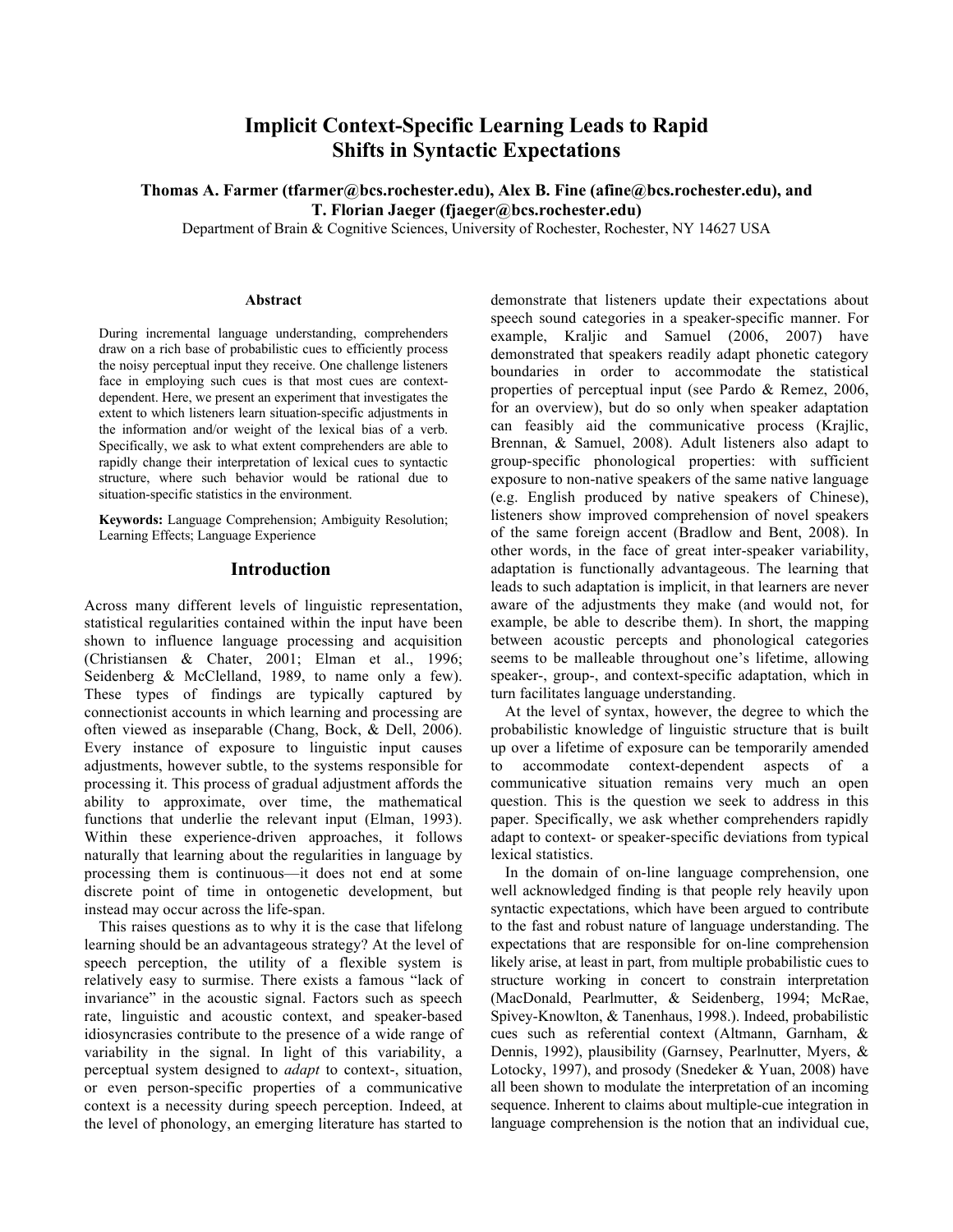# Implicit Context-Specific Learning Leads to Rapid Shifts in Syntactic Expectations

**Thomas A. Farmer (tfarmer@bcs.rochester.edu), Alex B. Fine (afine@bcs.rochester.edu), and T. Florian Jaeger (fjaeger@bcs.rochester.edu)**

Department of Brain & Cognitive Sciences, University of Rochester, Rochester, NY 14627 USA

## Abstract

During incremental language understanding, comprehenders draw on a rich base of probabilistic cues to efficiently process the noisy perceptual input they receive. One challenge listeners face in employing such cues is that most cues are context-dependent. Here, we present an experiment that investigates the extent to which listeners learn situation-specific adjustments in the information and/or weight of the lexical bias of a verb. Specifically, we ask to what extent comprehenders are able to rapidly change their interpretation of lexical cues to syntactic structure, where such behavior would be rational due to situation-specific statistics in the environment.

**Keywords:** Language Comprehension; Ambiguity Resolution; Learning Effects; Language Experience

## Introduction

Across many different levels of linguistic representation, statistical regularities contained within the input have been shown to influence language processing and acquisition (Christiansen & Chater, 2001; Elman et al., 1996; Seidenberg & McClelland, 1989, to name only a few). These types of findings are typically captured by connectionist accounts in which learning and processing are often viewed as inseparable (Chang, Bock, & Dell, 2006). Every instance of exposure to linguistic input causes adjustments, however subtle, to the systems responsible for processing it. This process of gradual adjustment affords the ability to approximate, over time, the mathematical functions that underlie the relevant input (Elman, 1993). Within these experience-driven approaches, it follows naturally that learning about the regularities in language by processing them is continuous—it does not end at some discrete point of time in ontogenetic development, but instead may occur across the life-span.

This raises questions as to why it is the case that lifelong learning should be an advantageous strategy? At the level of speech perception, the utility of a flexible system is relatively easy to surmise. There exists a famous "lack of invariance" in the acoustic signal. Factors such as speech rate, linguistic and acoustic context, and speaker-based idiosyncrasies contribute to the presence of a wide range of variability in the signal. In light of this variability, a perceptual system designed to *adapt* to context-, situation, or even person-specific properties of a communicative context is a necessity during speech perception. Indeed, at the level of phonology, an emerging literature has started to demonstrate that listeners update their expectations about speech sound categories in a speaker-specific manner. For example, Kraljic and Samuel (2006, 2007) have demonstrated that speakers readily adapt phonetic category boundaries in order to accommodate the statistical properties of perceptual input (see Pardo & Remez, 2006, for an overview), but do so only when speaker adaptation can feasibly aid the communicative process (Krajlic, Brennan, & Samuel, 2008). Adult listeners also adapt to group-specific phonological properties: with sufficient exposure to non-native speakers of the same native language (e.g. English produced by native speakers of Chinese), listeners show improved comprehension of novel speakers of the same foreign accent (Bradlow and Bent, 2008). In other words, in the face of great inter-speaker variability, adaptation is functionally advantageous. The learning that leads to such adaptation is implicit, in that learners are never aware of the adjustments they make (and would not, for example, be able to describe them). In short, the mapping between acoustic percepts and phonological categories seems to be malleable throughout one's lifetime, allowing speaker-, group-, and context-specific adaptation, which in turn facilitates language understanding.

At the level of syntax, however, the degree to which the probabilistic knowledge of linguistic structure that is built up over a lifetime of exposure can be temporarily amended to accommodate context-dependent aspects of a communicative situation remains very much an open question. This is the question we seek to address in this paper. Specifically, we ask whether comprehenders rapidly adapt to context- or speaker-specific deviations from typical lexical statistics.

In the domain of on-line language comprehension, one well acknowledged finding is that people rely heavily upon syntactic expectations, which have been argued to contribute to the fast and robust nature of language understanding. The expectations that are responsible for on-line comprehension likely arise, at least in part, from multiple probabilistic cues to structure working in concert to constrain interpretation (MacDonald, Pearlmutter, & Seidenberg, 1994; McRae, Spivey-Knowlton, & Tanenhaus, 1998.). Indeed, probabilistic cues such as referential context (Altmann, Garnham, & Dennis, 1992), plausibility (Garnsey, Pearlnutter, Myers, & Lotocky, 1997), and prosody (Snedeker & Yuan, 2008) have all been shown to modulate the interpretation of an incoming sequence. Inherent to claims about multiple-cue integration in language comprehension is the notion that an individual cue,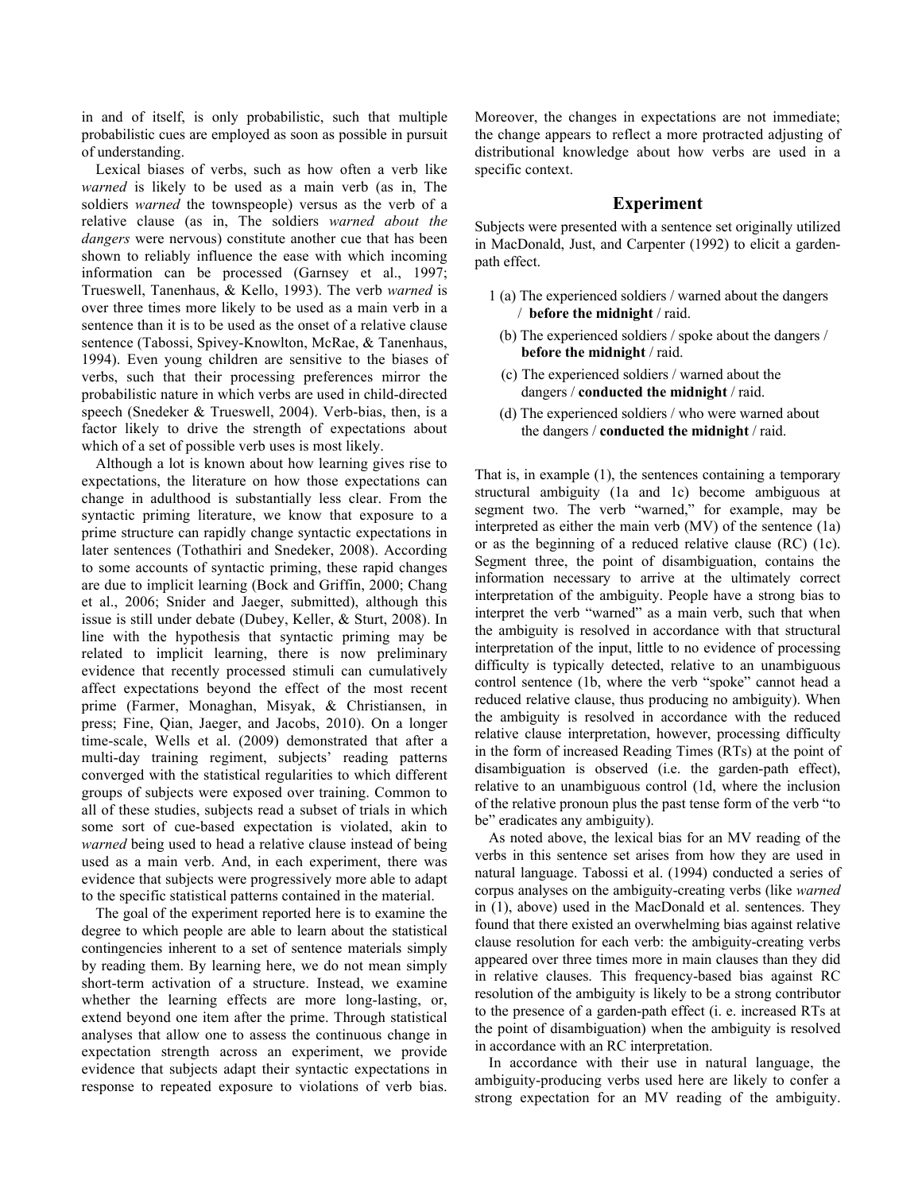in and of itself, is only probabilistic, such that multiple probabilistic cues are employed as soon as possible in pursuit of understanding.

Lexical biases of verbs, such as how often a verb like *warned* is likely to be used as a main verb (as in, The soldiers *warned* the townspeople) versus as the verb of a relative clause (as in, The soldiers *warned about the dangers* were nervous) constitute another cue that has been shown to reliably influence the ease with which incoming information can be processed (Garnsey et al., 1997; Trueswell, Tanenhaus, & Kello, 1993). The verb *warned* is over three times more likely to be used as a main verb in a sentence than it is to be used as the onset of a relative clause sentence (Tabossi, Spivey-Knowlton, McRae, & Tanenhaus, 1994). Even young children are sensitive to the biases of verbs, such that their processing preferences mirror the probabilistic nature in which verbs are used in child-directed speech (Snedeker & Trueswell, 2004). Verb-bias, then, is a factor likely to drive the strength of expectations about which of a set of possible verb uses is most likely.

Although a lot is known about how learning gives rise to expectations, the literature on how those expectations can change in adulthood is substantially less clear. From the syntactic priming literature, we know that exposure to a prime structure can rapidly change syntactic expectations in later sentences (Tothathiri and Snedeker, 2008). According to some accounts of syntactic priming, these rapid changes are due to implicit learning (Bock and Griffin, 2000; Chang et al., 2006; Snider and Jaeger, submitted), although this issue is still under debate (Dubey, Keller, & Sturt, 2008). In line with the hypothesis that syntactic priming may be related to implicit learning, there is now preliminary evidence that recently processed stimuli can cumulatively affect expectations beyond the effect of the most recent prime (Farmer, Monaghan, Misyak, & Christiansen, in press; Fine, Qian, Jaeger, and Jacobs, 2010). On a longer time-scale, Wells et al. (2009) demonstrated that after a multi-day training regiment, subjects' reading patterns converged with the statistical regularities to which different groups of subjects were exposed over training. Common to all of these studies, subjects read a subset of trials in which some sort of cue-based expectation is violated, akin to *warned* being used to head a relative clause instead of being used as a main verb. And, in each experiment, there was evidence that subjects were progressively more able to adapt to the specific statistical patterns contained in the material.

The goal of the experiment reported here is to examine the degree to which people are able to learn about the statistical contingencies inherent to a set of sentence materials simply by reading them. By learning here, we do not mean simply short-term activation of a structure. Instead, we examine whether the learning effects are more long-lasting, or, extend beyond one item after the prime. Through statistical analyses that allow one to assess the continuous change in expectation strength across an experiment, we provide evidence that subjects adapt their syntactic expectations in response to repeated exposure to violations of verb bias. Moreover, the changes in expectations are not immediate; the change appears to reflect a more protracted adjusting of distributional knowledge about how verbs are used in a specific context.

## Experiment

Subjects were presented with a sentence set originally utilized in MacDonald, Just, and Carpenter (1992) to elicit a garden-path effect.

1 (a) The experienced soldiers / warned about the dangers / **before the midnight** / raid.

(b) The experienced soldiers / spoke about the dangers / **before the midnight** / raid.

(c) The experienced soldiers / warned about the dangers / **conducted the midnight** / raid.

(d) The experienced soldiers / who were warned about the dangers / **conducted the midnight** / raid.

That is, in example (1), the sentences containing a temporary structural ambiguity (1a and 1c) become ambiguous at segment two. The verb "warned," for example, may be interpreted as either the main verb (MV) of the sentence (1a) or as the beginning of a reduced relative clause (RC) (1c). Segment three, the point of disambiguation, contains the information necessary to arrive at the ultimately correct interpretation of the ambiguity. People have a strong bias to interpret the verb "warned" as a main verb, such that when the ambiguity is resolved in accordance with that structural interpretation of the input, little to no evidence of processing difficulty is typically detected, relative to an unambiguous control sentence (1b, where the verb "spoke" cannot head a reduced relative clause, thus producing no ambiguity). When the ambiguity is resolved in accordance with the reduced relative clause interpretation, however, processing difficulty in the form of increased Reading Times (RTs) at the point of disambiguation is observed (i.e. the garden-path effect), relative to an unambiguous control (1d, where the inclusion of the relative pronoun plus the past tense form of the verb "to be" eradicates any ambiguity).

As noted above, the lexical bias for an MV reading of the verbs in this sentence set arises from how they are used in natural language. Tabossi et al. (1994) conducted a series of corpus analyses on the ambiguity-creating verbs (like *warned* in (1), above) used in the MacDonald et al. sentences. They found that there existed an overwhelming bias against relative clause resolution for each verb: the ambiguity-creating verbs appeared over three times more in main clauses than they did in relative clauses. This frequency-based bias against RC resolution of the ambiguity is likely to be a strong contributor to the presence of a garden-path effect (i. e. increased RTs at the point of disambiguation) when the ambiguity is resolved in accordance with an RC interpretation.

In accordance with their use in natural language, the ambiguity-producing verbs used here are likely to confer a strong expectation for an MV reading of the ambiguity.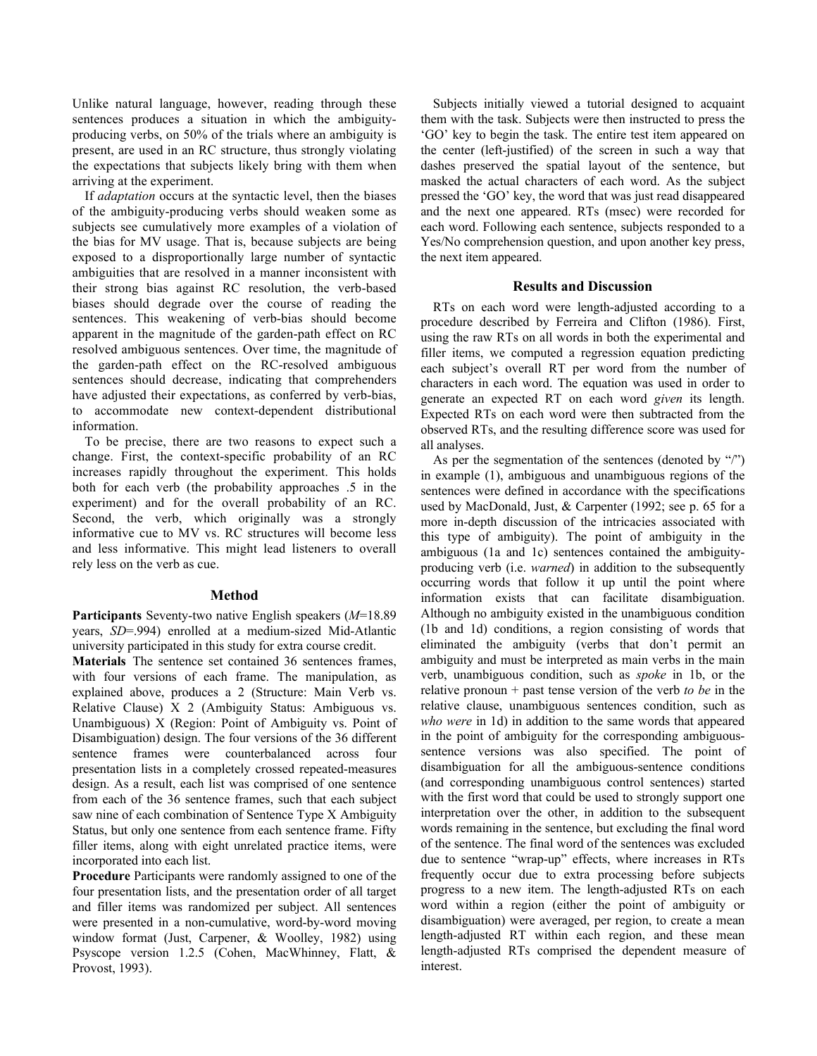Unlike natural language, however, reading through these sentences produces a situation in which the ambiguity-producing verbs, on 50% of the trials where an ambiguity is present, are used in an RC structure, thus strongly violating the expectations that subjects likely bring with them when arriving at the experiment.

If *adaptation* occurs at the syntactic level, then the biases of the ambiguity-producing verbs should weaken some as subjects see cumulatively more examples of a violation of the bias for MV usage. That is, because subjects are being exposed to a disproportionally large number of syntactic ambiguities that are resolved in a manner inconsistent with their strong bias against RC resolution, the verb-based biases should degrade over the course of reading the sentences. This weakening of verb-bias should become apparent in the magnitude of the garden-path effect on RC resolved ambiguous sentences. Over time, the magnitude of the garden-path effect on the RC-resolved ambiguous sentences should decrease, indicating that comprehenders have adjusted their expectations, as conferred by verb-bias, to accommodate new context-dependent distributional information.

To be precise, there are two reasons to expect such a change. First, the context-specific probability of an RC increases rapidly throughout the experiment. This holds both for each verb (the probability approaches .5 in the experiment) and for the overall probability of an RC. Second, the verb, which originally was a strongly informative cue to MV vs. RC structures will become less and less informative. This might lead listeners to overall rely less on the verb as cue.

## Method

**Participants** Seventy-two native English speakers ($M$=18.89 years, $SD$=.994) enrolled at a medium-sized Mid-Atlantic university participated in this study for extra course credit.

**Materials** The sentence set contained 36 sentences frames, with four versions of each frame. The manipulation, as explained above, produces a 2 (Structure: Main Verb vs. Relative Clause) X 2 (Ambiguity Status: Ambiguous vs. Unambiguous) X (Region: Point of Ambiguity vs. Point of Disambiguation) design. The four versions of the 36 different sentence frames were counterbalanced across four presentation lists in a completely crossed repeated-measures design. As a result, each list was comprised of one sentence from each of the 36 sentence frames, such that each subject saw nine of each combination of Sentence Type X Ambiguity Status, but only one sentence from each sentence frame. Fifty filler items, along with eight unrelated practice items, were incorporated into each list.

**Procedure** Participants were randomly assigned to one of the four presentation lists, and the presentation order of all target and filler items was randomized per subject. All sentences were presented in a non-cumulative, word-by-word moving window format (Just, Carpener, & Woolley, 1982) using Psyscope version 1.2.5 (Cohen, MacWhinney, Flatt, & Provost, 1993).

Subjects initially viewed a tutorial designed to acquaint them with the task. Subjects were then instructed to press the 'GO' key to begin the task. The entire test item appeared on the center (left-justified) of the screen in such a way that dashes preserved the spatial layout of the sentence, but masked the actual characters of each word. As the subject pressed the 'GO' key, the word that was just read disappeared and the next one appeared. RTs (msec) were recorded for each word. Following each sentence, subjects responded to a Yes/No comprehension question, and upon another key press, the next item appeared.

## Results and Discussion

RTs on each word were length-adjusted according to a procedure described by Ferreira and Clifton (1986). First, using the raw RTs on all words in both the experimental and filler items, we computed a regression equation predicting each subject's overall RT per word from the number of characters in each word. The equation was used in order to generate an expected RT on each word *given* its length. Expected RTs on each word were then subtracted from the observed RTs, and the resulting difference score was used for all analyses.

As per the segmentation of the sentences (denoted by "/") in example (1), ambiguous and unambiguous regions of the sentences were defined in accordance with the specifications used by MacDonald, Just, & Carpenter (1992; see p. 65 for a more in-depth discussion of the intricacies associated with this type of ambiguity). The point of ambiguity in the ambiguous (1a and 1c) sentences contained the ambiguity-producing verb (i.e. *warned*) in addition to the subsequently occurring words that follow it up until the point where information exists that can facilitate disambiguation. Although no ambiguity existed in the unambiguous condition (1b and 1d) conditions, a region consisting of words that eliminated the ambiguity (verbs that don't permit an ambiguity and must be interpreted as main verbs in the main verb, unambiguous condition, such as *spoke* in 1b, or the relative pronoun + past tense version of the verb *to be* in the relative clause, unambiguous sentences condition, such as *who were* in 1d) in addition to the same words that appeared in the point of ambiguity for the corresponding ambiguous-sentence versions was also specified. The point of disambiguation for all the ambiguous-sentence conditions (and corresponding unambiguous control sentences) started with the first word that could be used to strongly support one interpretation over the other, in addition to the subsequent words remaining in the sentence, but excluding the final word of the sentence. The final word of the sentences was excluded due to sentence "wrap-up" effects, where increases in RTs frequently occur due to extra processing before subjects progress to a new item. The length-adjusted RTs on each word within a region (either the point of ambiguity or disambiguation) were averaged, per region, to create a mean length-adjusted RT within each region, and these mean length-adjusted RTs comprised the dependent measure of interest.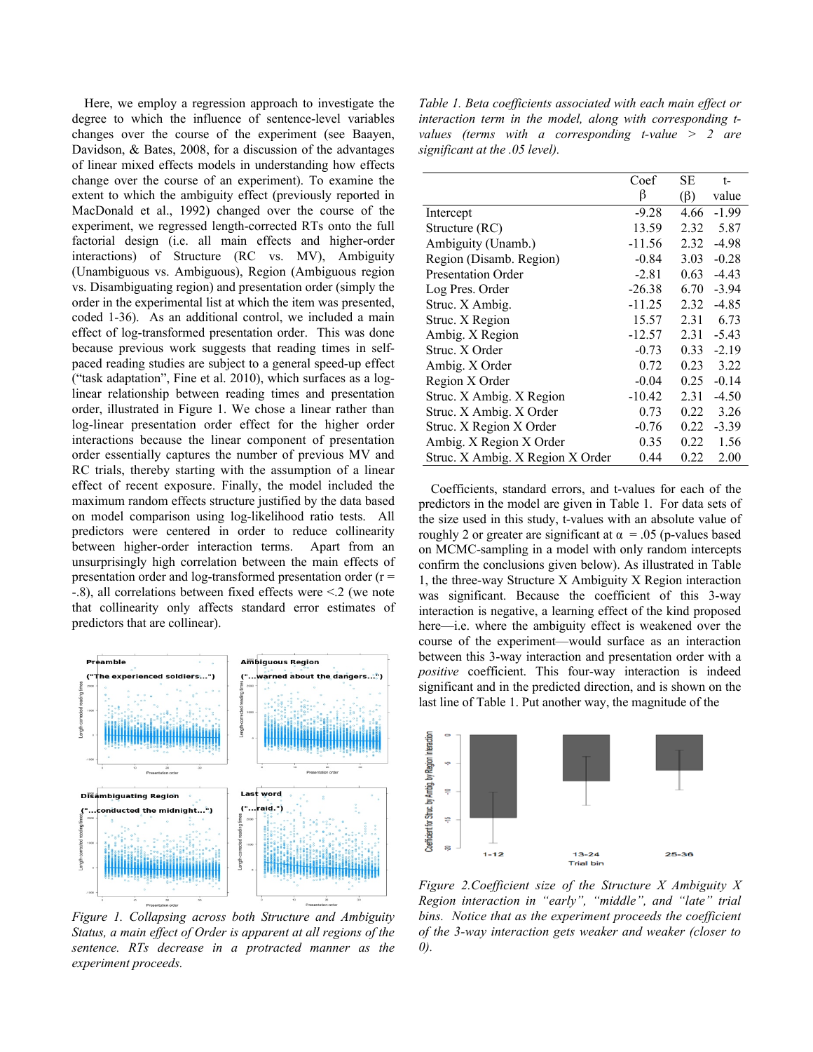Here, we employ a regression approach to investigate the degree to which the influence of sentence-level variables changes over the course of the experiment (see Baayen, Davidson, & Bates, 2008, for a discussion of the advantages of linear mixed effects models in understanding how effects change over the course of an experiment). To examine the extent to which the ambiguity effect (previously reported in MacDonald et al., 1992) changed over the course of the experiment, we regressed length-corrected RTs onto the full factorial design (i.e. all main effects and higher-order interactions) of Structure (RC vs. MV), Ambiguity (Unambiguous vs. Ambiguous), Region (Ambiguous region vs. Disambiguating region) and presentation order (simply the order in the experimental list at which the item was presented, coded 1-36). As an additional control, we included a main effect of log-transformed presentation order. This was done because previous work suggests that reading times in self-paced reading studies are subject to a general speed-up effect ("task adaptation", Fine et al. 2010), which surfaces as a log-linear relationship between reading times and presentation order, illustrated in Figure 1. We chose a linear rather than log-linear presentation order effect for the higher order interactions because the linear component of presentation order essentially captures the number of previous MV and RC trials, thereby starting with the assumption of a linear effect of recent exposure. Finally, the model included the maximum random effects structure justified by the data based on model comparison using log-likelihood ratio tests. All predictors were centered in order to reduce collinearity between higher-order interaction terms. Apart from an unsurprisingly high correlation between the main effects of presentation order and log-transformed presentation order ($r = -.8$), all correlations between fixed effects were <.2 (we note that collinearity only affects standard error estimates of predictors that are collinear).

*Figure 1. Collapsing across both Structure and Ambiguity Status, a main effect of Order is apparent at all regions of the sentence. RTs decrease in a protracted manner as the experiment proceeds.*

*Table 1. Beta coefficients associated with each main effect or interaction term in the model, along with corresponding t-values (terms with a corresponding t-value > 2 are significant at the .05 level).*

| | Coef β | SE (β) | t-value |
|---|---|---|---|
| Intercept | -9.28 | 4.66 | -1.99 |
| Structure (RC) | 13.59 | 2.32 | 5.87 |
| Ambiguity (Unamb.) | -11.56 | 2.32 | -4.98 |
| Region (Disamb. Region) | -0.84 | 3.03 | -0.28 |
| Presentation Order | -2.81 | 0.63 | -4.43 |
| Log Pres. Order | -26.38 | 6.70 | -3.94 |
| Struc. X Ambig. | -11.25 | 2.32 | -4.85 |
| Struc. X Region | 15.57 | 2.31 | 6.73 |
| Ambig. X Region | -12.57 | 2.31 | -5.43 |
| Struc. X Order | -0.73 | 0.33 | -2.19 |
| Ambig. X Order | 0.72 | 0.23 | 3.22 |
| Region X Order | -0.04 | 0.25 | -0.14 |
| Struc. X Ambig. X Region | -10.42 | 2.31 | -4.50 |
| Struc. X Ambig. X Order | 0.73 | 0.22 | 3.26 |
| Struc. X Region X Order | -0.76 | 0.22 | -3.39 |
| Ambig. X Region X Order | 0.35 | 0.22 | 1.56 |
| Struc. X Ambig. X Region X Order | 0.44 | 0.22 | 2.00 |

Coefficients, standard errors, and t-values for each of the predictors in the model are given in Table 1. For data sets of the size used in this study, t-values with an absolute value of roughly 2 or greater are significant at $\alpha = .05$ (p-values based on MCMC-sampling in a model with only random intercepts confirm the conclusions given below). As illustrated in Table 1, the three-way Structure X Ambiguity X Region interaction was significant. Because the coefficient of this 3-way interaction is negative, a learning effect of the kind proposed here—i.e. where the ambiguity effect is weakened over the course of the experiment—would surface as an interaction between this 3-way interaction and presentation order with a *positive* coefficient. This four-way interaction is indeed significant and in the predicted direction, and is shown on the last line of Table 1. Put another way, the magnitude of the

*Figure 2.Coefficient size of the Structure X Ambiguity X Region interaction in "early", "middle", and "late" trial bins. Notice that as the experiment proceeds the coefficient of the 3-way interaction gets weaker and weaker (closer to 0).*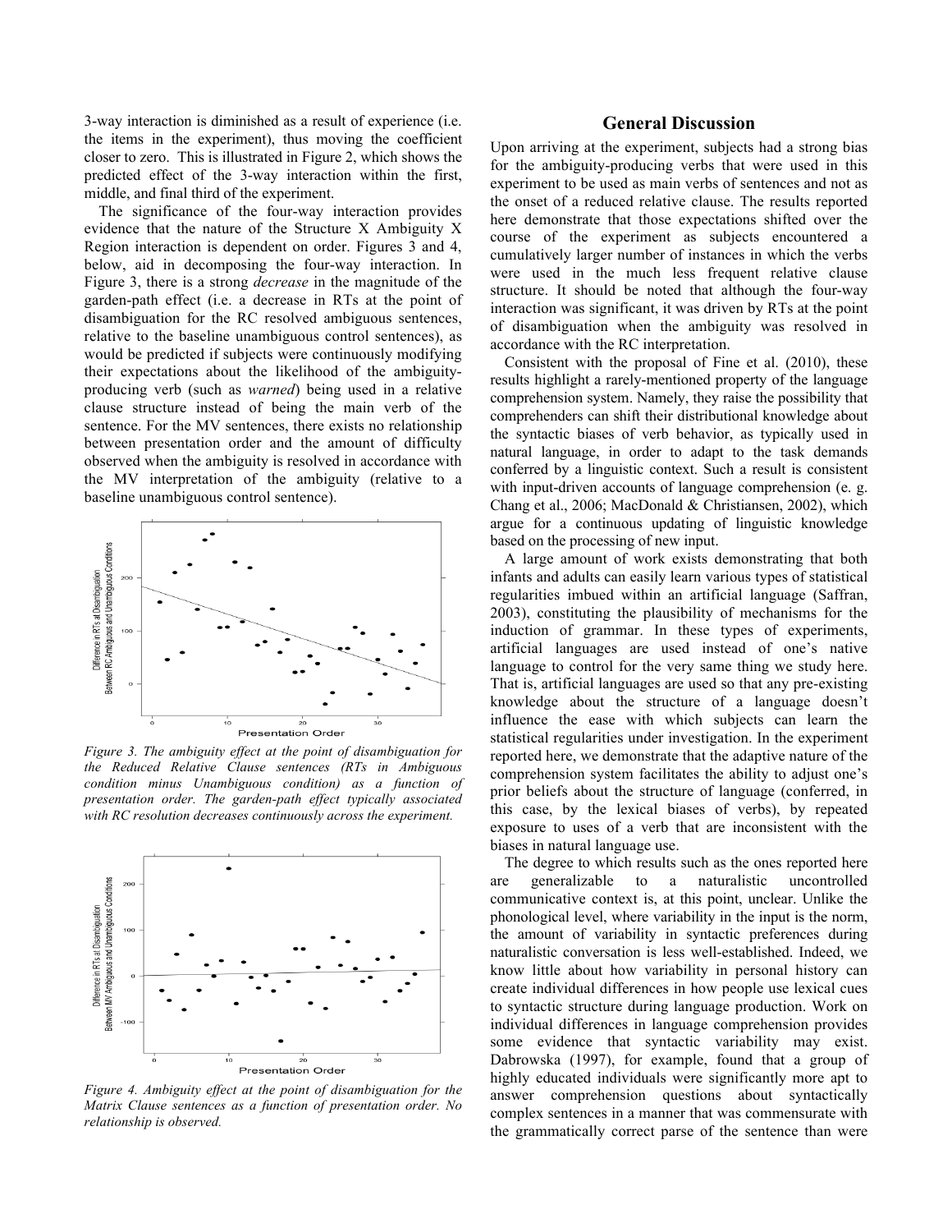3-way interaction is diminished as a result of experience (i.e. the items in the experiment), thus moving the coefficient closer to zero. This is illustrated in Figure 2, which shows the predicted effect of the 3-way interaction within the first, middle, and final third of the experiment.

The significance of the four-way interaction provides evidence that the nature of the Structure X Ambiguity X Region interaction is dependent on order. Figures 3 and 4, below, aid in decomposing the four-way interaction. In Figure 3, there is a strong *decrease* in the magnitude of the garden-path effect (i.e. a decrease in RTs at the point of disambiguation for the RC resolved ambiguous sentences, relative to the baseline unambiguous control sentences), as would be predicted if subjects were continuously modifying their expectations about the likelihood of the ambiguity-producing verb (such as *warned*) being used in a relative clause structure instead of being the main verb of the sentence. For the MV sentences, there exists no relationship between presentation order and the amount of difficulty observed when the ambiguity is resolved in accordance with the MV interpretation of the ambiguity (relative to a baseline unambiguous control sentence).

*Figure 3. The ambiguity effect at the point of disambiguation for the Reduced Relative Clause sentences (RTs in Ambiguous condition minus Unambiguous condition) as a function of presentation order. The garden-path effect typically associated with RC resolution decreases continuously across the experiment.*

*Figure 4. Ambiguity effect at the point of disambiguation for the Matrix Clause sentences as a function of presentation order. No relationship is observed.*

## General Discussion

Upon arriving at the experiment, subjects had a strong bias for the ambiguity-producing verbs that were used in this experiment to be used as main verbs of sentences and not as the onset of a reduced relative clause. The results reported here demonstrate that those expectations shifted over the course of the experiment as subjects encountered a cumulatively larger number of instances in which the verbs were used in the much less frequent relative clause structure. It should be noted that although the four-way interaction was significant, it was driven by RTs at the point of disambiguation when the ambiguity was resolved in accordance with the RC interpretation.

Consistent with the proposal of Fine et al. (2010), these results highlight a rarely-mentioned property of the language comprehension system. Namely, they raise the possibility that comprehenders can shift their distributional knowledge about the syntactic biases of verb behavior, as typically used in natural language, in order to adapt to the task demands conferred by a linguistic context. Such a result is consistent with input-driven accounts of language comprehension (e. g. Chang et al., 2006; MacDonald & Christiansen, 2002), which argue for a continuous updating of linguistic knowledge based on the processing of new input.

A large amount of work exists demonstrating that both infants and adults can easily learn various types of statistical regularities imbued within an artificial language (Saffran, 2003), constituting the plausibility of mechanisms for the induction of grammar. In these types of experiments, artificial languages are used instead of one's native language to control for the very same thing we study here. That is, artificial languages are used so that any pre-existing knowledge about the structure of a language doesn't influence the ease with which subjects can learn the statistical regularities under investigation. In the experiment reported here, we demonstrate that the adaptive nature of the comprehension system facilitates the ability to adjust one's prior beliefs about the structure of language (conferred, in this case, by the lexical biases of verbs), by repeated exposure to uses of a verb that are inconsistent with the biases in natural language use.

The degree to which results such as the ones reported here are generalizable to a naturalistic uncontrolled communicative context is, at this point, unclear. Unlike the phonological level, where variability in the input is the norm, the amount of variability in syntactic preferences during naturalistic conversation is less well-established. Indeed, we know little about how variability in personal history can create individual differences in how people use lexical cues to syntactic structure during language production. Work on individual differences in language comprehension provides some evidence that syntactic variability may exist. Dabrowska (1997), for example, found that a group of highly educated individuals were significantly more apt to answer comprehension questions about syntactically complex sentences in a manner that was commensurate with the grammatically correct parse of the sentence than were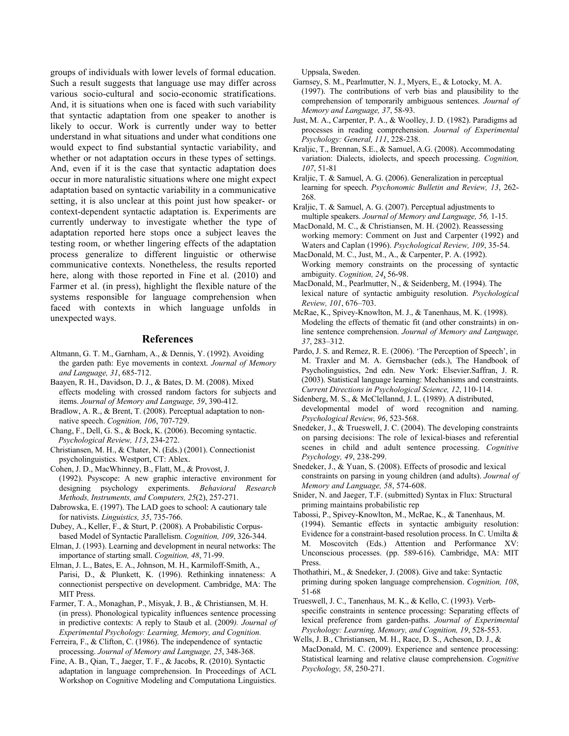groups of individuals with lower levels of formal education. Such a result suggests that language use may differ across various socio-cultural and socio-economic stratifications. And, it is situations when one is faced with such variability that syntactic adaptation from one speaker to another is likely to occur. Work is currently under way to better understand in what situations and under what conditions one would expect to find substantial syntactic variability, and whether or not adaptation occurs in these types of settings. And, even if it is the case that syntactic adaptation does occur in more naturalistic situations where one might expect adaptation based on syntactic variability in a communicative setting, it is also unclear at this point just how speaker- or context-dependent syntactic adaptation is. Experiments are currently underway to investigate whether the type of adaptation reported here stops once a subject leaves the testing room, or whether lingering effects of the adaptation process generalize to different linguistic or otherwise communicative contexts. Nonetheless, the results reported here, along with those reported in Fine et al. (2010) and Farmer et al. (in press), highlight the flexible nature of the systems responsible for language comprehension when faced with contexts in which language unfolds in unexpected ways.

## References

Altmann, G. T. M., Garnham, A., & Dennis, Y. (1992). Avoiding the garden path: Eye movements in context. *Journal of Memory and Language, 31*, 685-712.

Baayen, R. H., Davidson, D. J., & Bates, D. M. (2008). Mixed effects modeling with crossed random factors for subjects and items. *Journal of Memory and Language, 59*, 390-412.

Bradlow, A. R., & Brent, T. (2008). Perceptual adaptation to non-native speech. *Cognition, 106*, 707-729.

Chang, F., Dell, G. S., & Bock, K. (2006). Becoming syntactic. *Psychological Review, 113*, 234-272.

Christiansen, M. H., & Chater, N. (Eds.) (2001). Connectionist psycholinguistics. Westport, CT: Ablex.

Cohen, J. D., MacWhinney, B., Flatt, M., & Provost, J. (1992). Psyscope: A new graphic interactive environment for designing psychology experiments. *Behavioral Research Methods, Instruments, and Computers, 25*(2), 257-271.

Dabrowska, E. (1997). The LAD goes to school: A cautionary tale for nativists. *Linguistics, 35*, 735-766.

Dubey, A., Keller, F., & Sturt, P. (2008). A Probabilistic Corpus-based Model of Syntactic Parallelism. *Cognition, 109*, 326-344.

Elman, J. (1993). Learning and development in neural networks: The importance of starting small. *Cognition, 48*, 71-99.

Elman, J. L., Bates, E. A., Johnson, M. H., Karmiloff-Smith, A., Parisi, D., & Plunkett, K. (1996). Rethinking innateness: A connectionist perspective on development. Cambridge, MA: The MIT Press.

Farmer, T. A., Monaghan, P., Misyak, J. B., & Christiansen, M. H. (in press). Phonological typicality influences sentence processing in predictive contexts: A reply to Staub et al. (2009*). Journal of Experimental Psychology: Learning, Memory, and Cognition.*

Ferreira, F., & Clifton, C. (1986). The independence of syntactic processing. *Journal of Memory and Language, 25*, 348-368.

Fine, A. B., Qian, T., Jaeger, T. F., & Jacobs, R. (2010). Syntactic adaptation in language comprehension. In Proceedings of ACL Workshop on Cognitive Modeling and Computationa Linguistics. Uppsala, Sweden.

Garnsey, S. M., Pearlmutter, N. J., Myers, E., & Lotocky, M. A. (1997). The contributions of verb bias and plausibility to the comprehension of temporarily ambiguous sentences. *Journal of Memory and Language, 37*, 58-93.

Just, M. A., Carpenter, P. A., & Woolley, J. D. (1982). Paradigms ad processes in reading comprehension. *Journal of Experimental Psychology: General, 111*, 228-238.

Kraljic, T., Brennan, S.E., & Samuel, A.G. (2008). Accommodating variation: Dialects, idiolects, and speech processing. *Cognition, 107*, 51-81

Kraljic, T. & Samuel, A. G. (2006). Generalization in perceptual learning for speech. *Psychonomic Bulletin and Review, 13*, 262-268.

Kraljic, T. & Samuel, A. G. (2007). Perceptual adjustments to multiple speakers. *Journal of Memory and Language, 56,* 1-15.

MacDonald, M. C., & Christiansen, M. H. (2002). Reassessing working memory: Comment on Just and Carpenter (1992) and Waters and Caplan (1996). *Psychological Review, 109*, 35-54.

MacDonald, M. C., Just, M., A., & Carpenter, P. A. (1992). Working memory constraints on the processing of syntactic ambiguity. *Cognition, 24*, 56-98.

MacDonald, M., Pearlmutter, N., & Seidenberg, M. (1994). The lexical nature of syntactic ambiguity resolution. *Psychological Review, 101*, 676–703.

McRae, K., Spivey-Knowlton, M. J., & Tanenhaus, M. K. (1998). Modeling the effects of thematic fit (and other constraints) in on-line sentence comprehension. *Journal of Memory and Language, 37*, 283–312.

Pardo, J. S. and Remez, R. E. (2006). 'The Perception of Speech', in M. Traxler and M. A. Gernsbacher (eds.), The Handbook of Psycholinguistics, 2nd edn. New York: Elsevier.Saffran, J. R. (2003). Statistical language learning: Mechanisms and constraints. *Current Directions in Psychological Science, 12*, 110-114.

Sidenberg, M. S., & McClellannd, J. L. (1989). A distributed, developmental model of word recognition and naming. *Psychological Review, 96*, 523-568.

Snedeker, J., & Trueswell, J. C. (2004). The developing constraints on parsing decisions: The role of lexical-biases and referential scenes in child and adult sentence processing. *Cognitive Psychology, 49*, 238-299.

Snedeker, J., & Yuan, S. (2008). Effects of prosodic and lexical constraints on parsing in young children (and adults). *Journal of Memory and Language, 58*, 574-608.

Snider, N. and Jaeger, T.F. (submitted) Syntax in Flux: Structural priming maintains probabilistic rep

Tabossi, P., Spivey-Knowlton, M., McRae, K., & Tanenhaus, M. (1994). Semantic effects in syntactic ambiguity resolution: Evidence for a constraint-based resolution process. In C. Umilta & M. Moscovitch (Eds.) Attention and Performance XV: Unconscious processes. (pp. 589-616). Cambridge, MA: MIT Press.

Thothathiri, M., & Snedeker, J. (2008). Give and take: Syntactic priming during spoken language comprehension. *Cognition, 108*, 51-68

Trueswell, J. C., Tanenhaus, M. K., & Kello, C. (1993). Verb-specific constraints in sentence processing: Separating effects of lexical preference from garden-paths. *Journal of Experimental Psychology: Learning, Memory, and Cognition, 19*, 528-553.

Wells, J. B., Christiansen, M. H., Race, D. S., Acheson, D. J., & MacDonald, M. C. (2009). Experience and sentence processing: Statistical learning and relative clause comprehension. *Cognitive Psychology, 58*, 250-271.